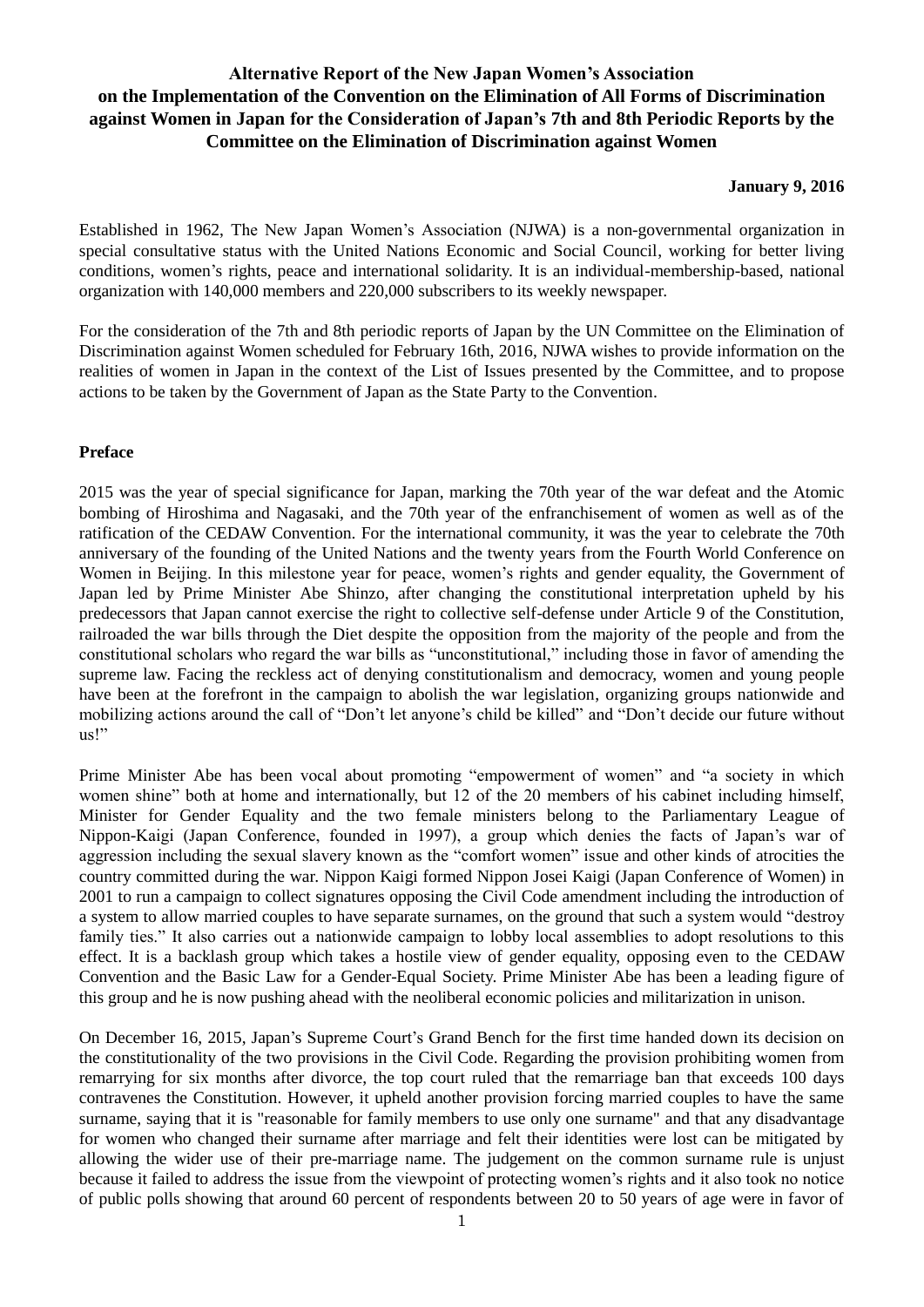# Alternative Report of the New Japan Women's Association on the Implementation of the Convention on the Elimination of All Forms of Discrimination against Women in Japan for the Consideration of Japan's 7th and 8th Periodic Reports by the Committee on the Elimination of Discrimination against Women

**January 9, 2016**

Established in 1962, The New Japan Women's Association (NJWA) is a non-governmental organization in special consultative status with the United Nations Economic and Social Council, working for better living conditions, women's rights, peace and international solidarity. It is an individual-membership-based, national organization with 140,000 members and 220,000 subscribers to its weekly newspaper.

For the consideration of the 7th and 8th periodic reports of Japan by the UN Committee on the Elimination of Discrimination against Women scheduled for February 16th, 2016, NJWA wishes to provide information on the realities of women in Japan in the context of the List of Issues presented by the Committee, and to propose actions to be taken by the Government of Japan as the State Party to the Convention.

## Preface

2015 was the year of special significance for Japan, marking the 70th year of the war defeat and the Atomic bombing of Hiroshima and Nagasaki, and the 70th year of the enfranchisement of women as well as of the ratification of the CEDAW Convention. For the international community, it was the year to celebrate the 70th anniversary of the founding of the United Nations and the twenty years from the Fourth World Conference on Women in Beijing. In this milestone year for peace, women's rights and gender equality, the Government of Japan led by Prime Minister Abe Shinzo, after changing the constitutional interpretation upheld by his predecessors that Japan cannot exercise the right to collective self-defense under Article 9 of the Constitution, railroaded the war bills through the Diet despite the opposition from the majority of the people and from the constitutional scholars who regard the war bills as "unconstitutional," including those in favor of amending the supreme law. Facing the reckless act of denying constitutionalism and democracy, women and young people have been at the forefront in the campaign to abolish the war legislation, organizing groups nationwide and mobilizing actions around the call of "Don't let anyone's child be killed" and "Don't decide our future without us!"

Prime Minister Abe has been vocal about promoting "empowerment of women" and "a society in which women shine" both at home and internationally, but 12 of the 20 members of his cabinet including himself, Minister for Gender Equality and the two female ministers belong to the Parliamentary League of Nippon-Kaigi (Japan Conference, founded in 1997), a group which denies the facts of Japan's war of aggression including the sexual slavery known as the "comfort women" issue and other kinds of atrocities the country committed during the war. Nippon Kaigi formed Nippon Josei Kaigi (Japan Conference of Women) in 2001 to run a campaign to collect signatures opposing the Civil Code amendment including the introduction of a system to allow married couples to have separate surnames, on the ground that such a system would "destroy family ties." It also carries out a nationwide campaign to lobby local assemblies to adopt resolutions to this effect. It is a backlash group which takes a hostile view of gender equality, opposing even to the CEDAW Convention and the Basic Law for a Gender-Equal Society. Prime Minister Abe has been a leading figure of this group and he is now pushing ahead with the neoliberal economic policies and militarization in unison.

On December 16, 2015, Japan's Supreme Court's Grand Bench for the first time handed down its decision on the constitutionality of the two provisions in the Civil Code. Regarding the provision prohibiting women from remarrying for six months after divorce, the top court ruled that the remarriage ban that exceeds 100 days contravenes the Constitution. However, it upheld another provision forcing married couples to have the same surname, saying that it is "reasonable for family members to use only one surname" and that any disadvantage for women who changed their surname after marriage and felt their identities were lost can be mitigated by allowing the wider use of their pre-marriage name. The judgement on the common surname rule is unjust because it failed to address the issue from the viewpoint of protecting women's rights and it also took no notice of public polls showing that around 60 percent of respondents between 20 to 50 years of age were in favor of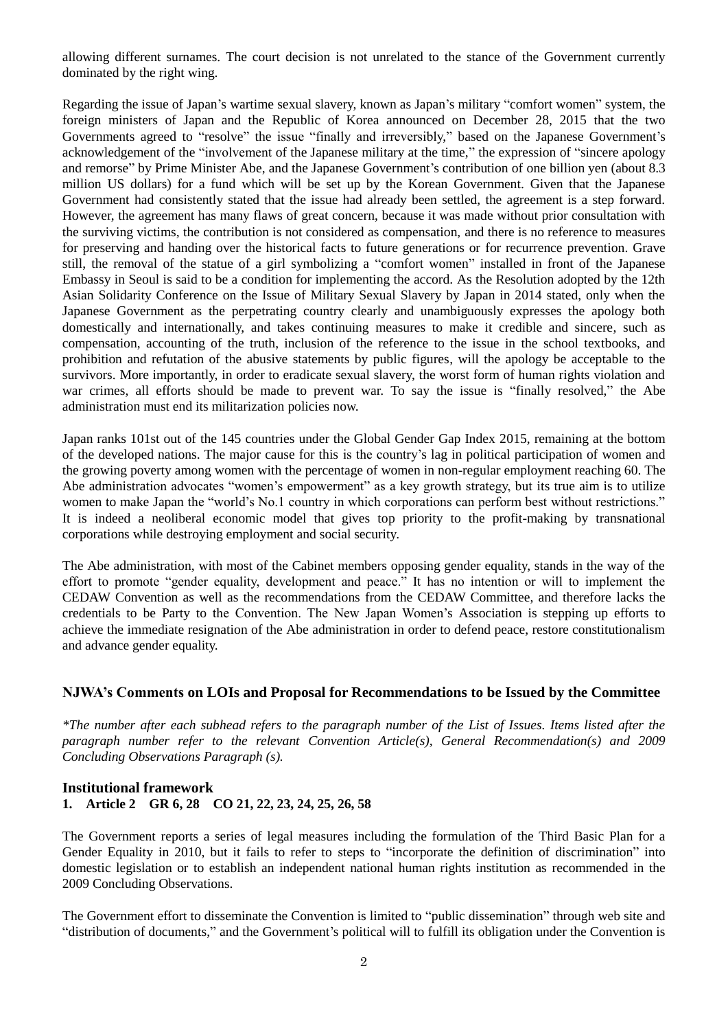allowing different surnames. The court decision is not unrelated to the stance of the Government currently dominated by the right wing.

Regarding the issue of Japan's wartime sexual slavery, known as Japan's military "comfort women" system, the foreign ministers of Japan and the Republic of Korea announced on December 28, 2015 that the two Governments agreed to "resolve" the issue "finally and irreversibly," based on the Japanese Government's acknowledgement of the "involvement of the Japanese military at the time," the expression of "sincere apology and remorse" by Prime Minister Abe, and the Japanese Government's contribution of one billion yen (about 8.3 million US dollars) for a fund which will be set up by the Korean Government. Given that the Japanese Government had consistently stated that the issue had already been settled, the agreement is a step forward. However, the agreement has many flaws of great concern, because it was made without prior consultation with the surviving victims, the contribution is not considered as compensation, and there is no reference to measures for preserving and handing over the historical facts to future generations or for recurrence prevention. Grave still, the removal of the statue of a girl symbolizing a "comfort women" installed in front of the Japanese Embassy in Seoul is said to be a condition for implementing the accord. As the Resolution adopted by the 12th Asian Solidarity Conference on the Issue of Military Sexual Slavery by Japan in 2014 stated, only when the Japanese Government as the perpetrating country clearly and unambiguously expresses the apology both domestically and internationally, and takes continuing measures to make it credible and sincere, such as compensation, accounting of the truth, inclusion of the reference to the issue in the school textbooks, and prohibition and refutation of the abusive statements by public figures, will the apology be acceptable to the survivors. More importantly, in order to eradicate sexual slavery, the worst form of human rights violation and war crimes, all efforts should be made to prevent war. To say the issue is "finally resolved," the Abe administration must end its militarization policies now.

Japan ranks 101st out of the 145 countries under the Global Gender Gap Index 2015, remaining at the bottom of the developed nations. The major cause for this is the country's lag in political participation of women and the growing poverty among women with the percentage of women in non-regular employment reaching 60. The Abe administration advocates "women's empowerment" as a key growth strategy, but its true aim is to utilize women to make Japan the "world's No.1 country in which corporations can perform best without restrictions." It is indeed a neoliberal economic model that gives top priority to the profit-making by transnational corporations while destroying employment and social security.

The Abe administration, with most of the Cabinet members opposing gender equality, stands in the way of the effort to promote "gender equality, development and peace." It has no intention or will to implement the CEDAW Convention as well as the recommendations from the CEDAW Committee, and therefore lacks the credentials to be Party to the Convention. The New Japan Women's Association is stepping up efforts to achieve the immediate resignation of the Abe administration in order to defend peace, restore constitutionalism and advance gender equality.

## NJWA's Comments on LOIs and Proposal for Recommendations to be Issued by the Committee

*\*The number after each subhead refers to the paragraph number of the List of Issues. Items listed after the paragraph number refer to the relevant Convention Article(s), General Recommendation(s) and 2009 Concluding Observations Paragraph (s).*

### Institutional framework

**1. Article 2 GR 6, 28 CO 21, 22, 23, 24, 25, 26, 58**

The Government reports a series of legal measures including the formulation of the Third Basic Plan for a Gender Equality in 2010, but it fails to refer to steps to "incorporate the definition of discrimination" into domestic legislation or to establish an independent national human rights institution as recommended in the 2009 Concluding Observations.

The Government effort to disseminate the Convention is limited to "public dissemination" through web site and "distribution of documents," and the Government's political will to fulfill its obligation under the Convention is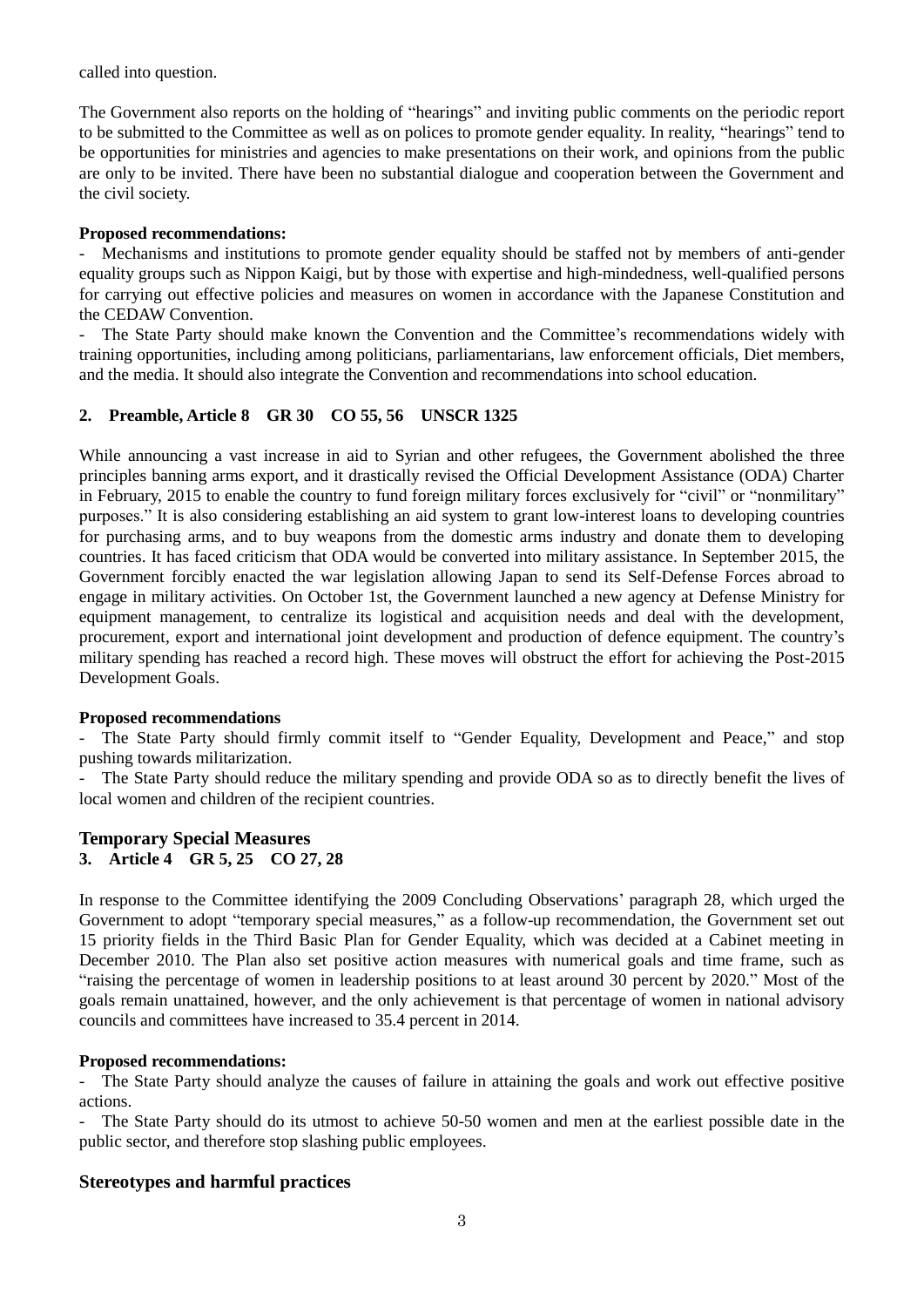called into question.

The Government also reports on the holding of "hearings" and inviting public comments on the periodic report to be submitted to the Committee as well as on polices to promote gender equality. In reality, "hearings" tend to be opportunities for ministries and agencies to make presentations on their work, and opinions from the public are only to be invited. There have been no substantial dialogue and cooperation between the Government and the civil society.

**Proposed recommendations:**

- Mechanisms and institutions to promote gender equality should be staffed not by members of anti-gender equality groups such as Nippon Kaigi, but by those with expertise and high-mindedness, well-qualified persons for carrying out effective policies and measures on women in accordance with the Japanese Constitution and the CEDAW Convention.
- The State Party should make known the Convention and the Committee's recommendations widely with training opportunities, including among politicians, parliamentarians, law enforcement officials, Diet members, and the media. It should also integrate the Convention and recommendations into school education.

### 2. Preamble, Article 8 GR 30 CO 55, 56 UNSCR 1325

While announcing a vast increase in aid to Syrian and other refugees, the Government abolished the three principles banning arms export, and it drastically revised the Official Development Assistance (ODA) Charter in February, 2015 to enable the country to fund foreign military forces exclusively for "civil" or "nonmilitary" purposes." It is also considering establishing an aid system to grant low-interest loans to developing countries for purchasing arms, and to buy weapons from the domestic arms industry and donate them to developing countries. It has faced criticism that ODA would be converted into military assistance. In September 2015, the Government forcibly enacted the war legislation allowing Japan to send its Self-Defense Forces abroad to engage in military activities. On October 1st, the Government launched a new agency at Defense Ministry for equipment management, to centralize its logistical and acquisition needs and deal with the development, procurement, export and international joint development and production of defence equipment. The country's military spending has reached a record high. These moves will obstruct the effort for achieving the Post-2015 Development Goals.

**Proposed recommendations**

- The State Party should firmly commit itself to "Gender Equality, Development and Peace," and stop pushing towards militarization.
- The State Party should reduce the military spending and provide ODA so as to directly benefit the lives of local women and children of the recipient countries.

## Temporary Special Measures

### 3. Article 4 GR 5, 25 CO 27, 28

In response to the Committee identifying the 2009 Concluding Observations' paragraph 28, which urged the Government to adopt "temporary special measures," as a follow-up recommendation, the Government set out 15 priority fields in the Third Basic Plan for Gender Equality, which was decided at a Cabinet meeting in December 2010. The Plan also set positive action measures with numerical goals and time frame, such as "raising the percentage of women in leadership positions to at least around 30 percent by 2020." Most of the goals remain unattained, however, and the only achievement is that percentage of women in national advisory councils and committees have increased to 35.4 percent in 2014.

**Proposed recommendations:**

- The State Party should analyze the causes of failure in attaining the goals and work out effective positive actions.
- The State Party should do its utmost to achieve 50-50 women and men at the earliest possible date in the public sector, and therefore stop slashing public employees.

## Stereotypes and harmful practices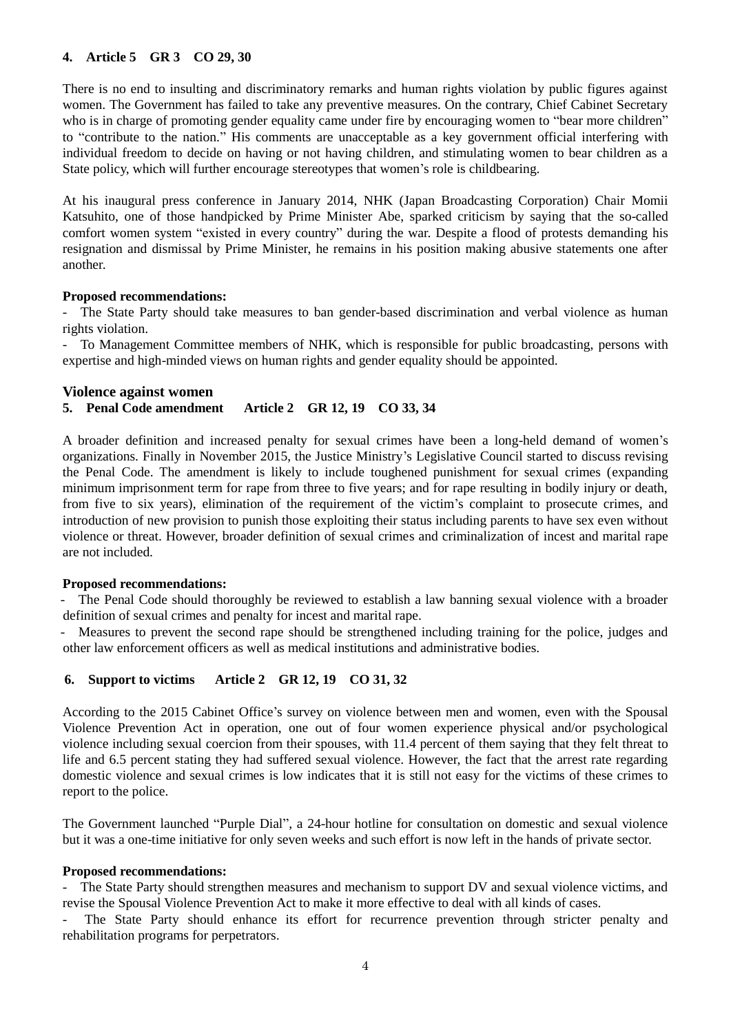### 4. Article 5 GR 3 CO 29, 30

There is no end to insulting and discriminatory remarks and human rights violation by public figures against women. The Government has failed to take any preventive measures. On the contrary, Chief Cabinet Secretary who is in charge of promoting gender equality came under fire by encouraging women to "bear more children" to "contribute to the nation." His comments are unacceptable as a key government official interfering with individual freedom to decide on having or not having children, and stimulating women to bear children as a State policy, which will further encourage stereotypes that women's role is childbearing.

At his inaugural press conference in January 2014, NHK (Japan Broadcasting Corporation) Chair Momii Katsuhito, one of those handpicked by Prime Minister Abe, sparked criticism by saying that the so-called comfort women system "existed in every country" during the war. Despite a flood of protests demanding his resignation and dismissal by Prime Minister, he remains in his position making abusive statements one after another.

**Proposed recommendations:**

- The State Party should take measures to ban gender-based discrimination and verbal violence as human rights violation.
- To Management Committee members of NHK, which is responsible for public broadcasting, persons with expertise and high-minded views on human rights and gender equality should be appointed.

## Violence against women

### 5. Penal Code amendment Article 2 GR 12, 19 CO 33, 34

A broader definition and increased penalty for sexual crimes have been a long-held demand of women's organizations. Finally in November 2015, the Justice Ministry's Legislative Council started to discuss revising the Penal Code. The amendment is likely to include toughened punishment for sexual crimes (expanding minimum imprisonment term for rape from three to five years; and for rape resulting in bodily injury or death, from five to six years), elimination of the requirement of the victim's complaint to prosecute crimes, and introduction of new provision to punish those exploiting their status including parents to have sex even without violence or threat. However, broader definition of sexual crimes and criminalization of incest and marital rape are not included.

**Proposed recommendations:**

- The Penal Code should thoroughly be reviewed to establish a law banning sexual violence with a broader definition of sexual crimes and penalty for incest and marital rape.
- Measures to prevent the second rape should be strengthened including training for the police, judges and other law enforcement officers as well as medical institutions and administrative bodies.

### 6. Support to victims Article 2 GR 12, 19 CO 31, 32

According to the 2015 Cabinet Office's survey on violence between men and women, even with the Spousal Violence Prevention Act in operation, one out of four women experience physical and/or psychological violence including sexual coercion from their spouses, with 11.4 percent of them saying that they felt threat to life and 6.5 percent stating they had suffered sexual violence. However, the fact that the arrest rate regarding domestic violence and sexual crimes is low indicates that it is still not easy for the victims of these crimes to report to the police.

The Government launched "Purple Dial", a 24-hour hotline for consultation on domestic and sexual violence but it was a one-time initiative for only seven weeks and such effort is now left in the hands of private sector.

**Proposed recommendations:**

- The State Party should strengthen measures and mechanism to support DV and sexual violence victims, and revise the Spousal Violence Prevention Act to make it more effective to deal with all kinds of cases.
- The State Party should enhance its effort for recurrence prevention through stricter penalty and rehabilitation programs for perpetrators.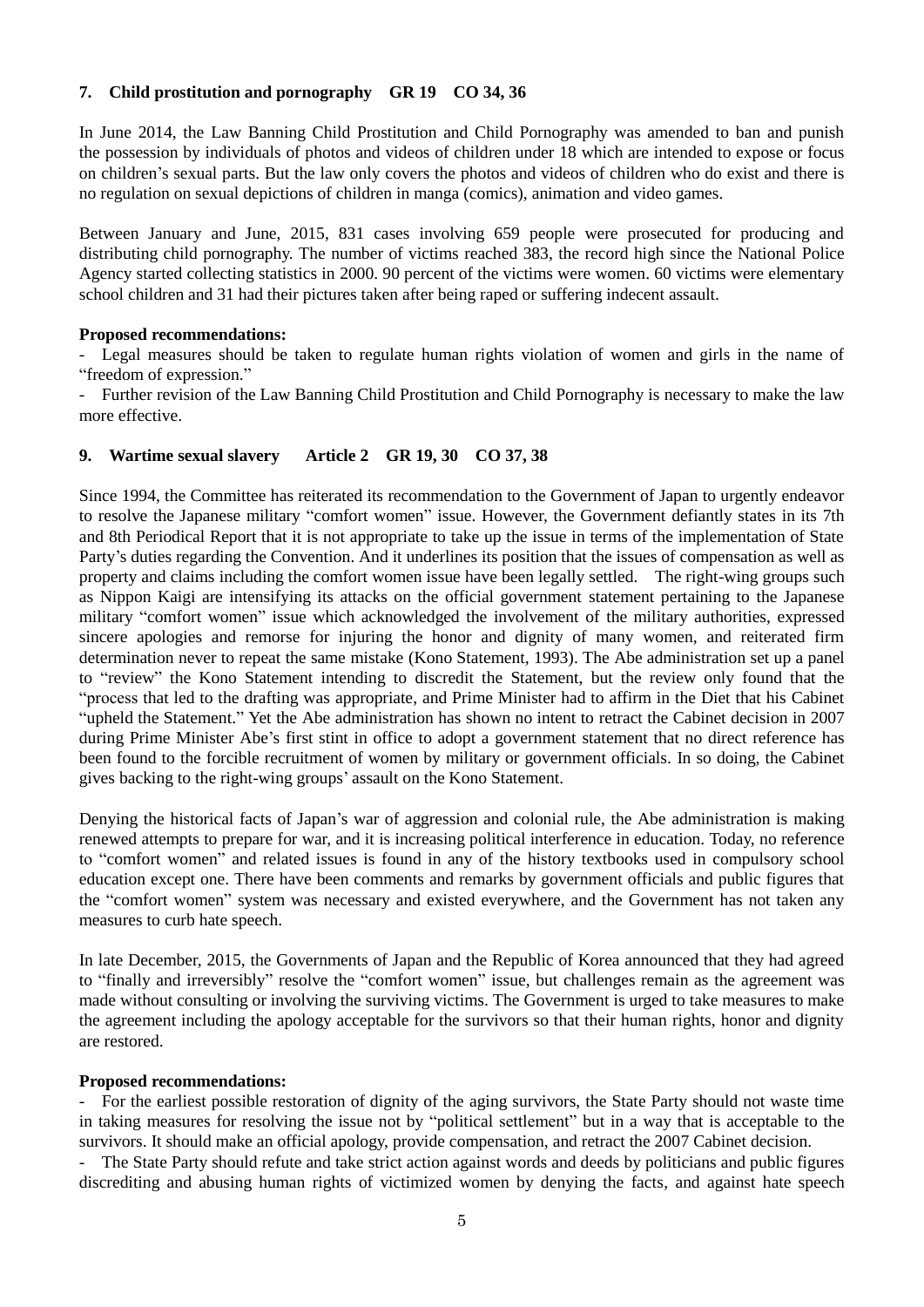### 7. Child prostitution and pornography GR 19 CO 34, 36

In June 2014, the Law Banning Child Prostitution and Child Pornography was amended to ban and punish the possession by individuals of photos and videos of children under 18 which are intended to expose or focus on children's sexual parts. But the law only covers the photos and videos of children who do exist and there is no regulation on sexual depictions of children in manga (comics), animation and video games.

Between January and June, 2015, 831 cases involving 659 people were prosecuted for producing and distributing child pornography. The number of victims reached 383, the record high since the National Police Agency started collecting statistics in 2000. 90 percent of the victims were women. 60 victims were elementary school children and 31 had their pictures taken after being raped or suffering indecent assault.

**Proposed recommendations:**

- Legal measures should be taken to regulate human rights violation of women and girls in the name of "freedom of expression."
- Further revision of the Law Banning Child Prostitution and Child Pornography is necessary to make the law more effective.

### 9. Wartime sexual slavery Article 2 GR 19, 30 CO 37, 38

Since 1994, the Committee has reiterated its recommendation to the Government of Japan to urgently endeavor to resolve the Japanese military "comfort women" issue. However, the Government defiantly states in its 7th and 8th Periodical Report that it is not appropriate to take up the issue in terms of the implementation of State Party's duties regarding the Convention. And it underlines its position that the issues of compensation as well as property and claims including the comfort women issue have been legally settled. The right-wing groups such as Nippon Kaigi are intensifying its attacks on the official government statement pertaining to the Japanese military "comfort women" issue which acknowledged the involvement of the military authorities, expressed sincere apologies and remorse for injuring the honor and dignity of many women, and reiterated firm determination never to repeat the same mistake (Kono Statement, 1993). The Abe administration set up a panel to "review" the Kono Statement intending to discredit the Statement, but the review only found that the "process that led to the drafting was appropriate, and Prime Minister had to affirm in the Diet that his Cabinet "upheld the Statement." Yet the Abe administration has shown no intent to retract the Cabinet decision in 2007 during Prime Minister Abe's first stint in office to adopt a government statement that no direct reference has been found to the forcible recruitment of women by military or government officials. In so doing, the Cabinet gives backing to the right-wing groups' assault on the Kono Statement.

Denying the historical facts of Japan's war of aggression and colonial rule, the Abe administration is making renewed attempts to prepare for war, and it is increasing political interference in education. Today, no reference to "comfort women" and related issues is found in any of the history textbooks used in compulsory school education except one. There have been comments and remarks by government officials and public figures that the "comfort women" system was necessary and existed everywhere, and the Government has not taken any measures to curb hate speech.

In late December, 2015, the Governments of Japan and the Republic of Korea announced that they had agreed to "finally and irreversibly" resolve the "comfort women" issue, but challenges remain as the agreement was made without consulting or involving the surviving victims. The Government is urged to take measures to make the agreement including the apology acceptable for the survivors so that their human rights, honor and dignity are restored.

**Proposed recommendations:**

- For the earliest possible restoration of dignity of the aging survivors, the State Party should not waste time in taking measures for resolving the issue not by "political settlement" but in a way that is acceptable to the survivors. It should make an official apology, provide compensation, and retract the 2007 Cabinet decision.
- The State Party should refute and take strict action against words and deeds by politicians and public figures discrediting and abusing human rights of victimized women by denying the facts, and against hate speech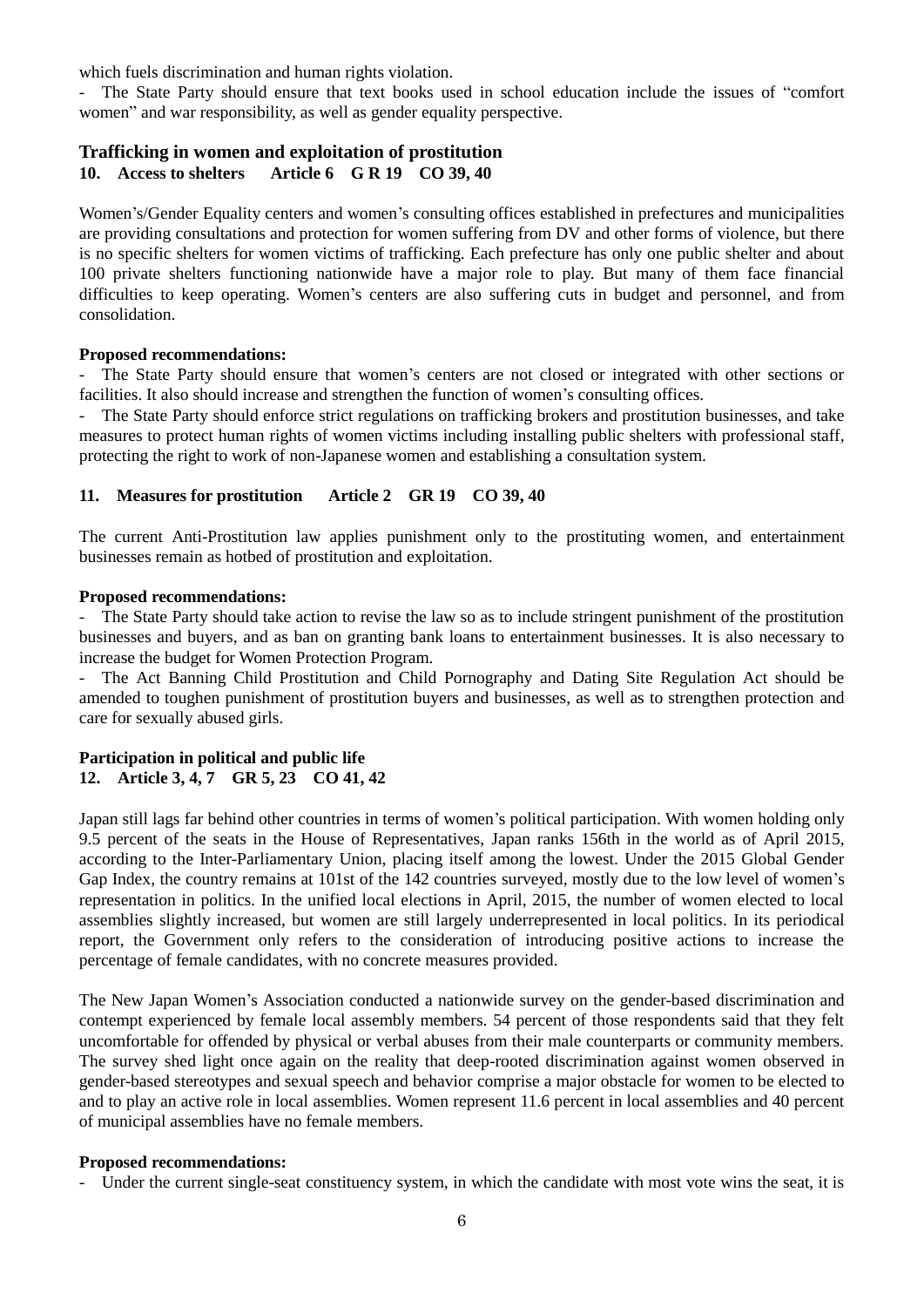which fuels discrimination and human rights violation.

- The State Party should ensure that text books used in school education include the issues of "comfort women" and war responsibility, as well as gender equality perspective.

## Trafficking in women and exploitation of prostitution

### 10. Access to shelters Article 6 G R 19 CO 39, 40

Women's/Gender Equality centers and women's consulting offices established in prefectures and municipalities are providing consultations and protection for women suffering from DV and other forms of violence, but there is no specific shelters for women victims of trafficking. Each prefecture has only one public shelter and about 100 private shelters functioning nationwide have a major role to play. But many of them face financial difficulties to keep operating. Women's centers are also suffering cuts in budget and personnel, and from consolidation.

**Proposed recommendations:**

- The State Party should ensure that women's centers are not closed or integrated with other sections or facilities. It also should increase and strengthen the function of women's consulting offices.
- The State Party should enforce strict regulations on trafficking brokers and prostitution businesses, and take measures to protect human rights of women victims including installing public shelters with professional staff, protecting the right to work of non-Japanese women and establishing a consultation system.

### 11. Measures for prostitution Article 2 GR 19 CO 39, 40

The current Anti-Prostitution law applies punishment only to the prostituting women, and entertainment businesses remain as hotbed of prostitution and exploitation.

**Proposed recommendations:**

- The State Party should take action to revise the law so as to include stringent punishment of the prostitution businesses and buyers, and as ban on granting bank loans to entertainment businesses. It is also necessary to increase the budget for Women Protection Program.
- The Act Banning Child Prostitution and Child Pornography and Dating Site Regulation Act should be amended to toughen punishment of prostitution buyers and businesses, as well as to strengthen protection and care for sexually abused girls.

## Participation in political and public life

### 12. Article 3, 4, 7 GR 5, 23 CO 41, 42

Japan still lags far behind other countries in terms of women's political participation. With women holding only 9.5 percent of the seats in the House of Representatives, Japan ranks 156th in the world as of April 2015, according to the Inter-Parliamentary Union, placing itself among the lowest. Under the 2015 Global Gender Gap Index, the country remains at 101st of the 142 countries surveyed, mostly due to the low level of women's representation in politics. In the unified local elections in April, 2015, the number of women elected to local assemblies slightly increased, but women are still largely underrepresented in local politics. In its periodical report, the Government only refers to the consideration of introducing positive actions to increase the percentage of female candidates, with no concrete measures provided.

The New Japan Women's Association conducted a nationwide survey on the gender-based discrimination and contempt experienced by female local assembly members. 54 percent of those respondents said that they felt uncomfortable for offended by physical or verbal abuses from their male counterparts or community members. The survey shed light once again on the reality that deep-rooted discrimination against women observed in gender-based stereotypes and sexual speech and behavior comprise a major obstacle for women to be elected to and to play an active role in local assemblies. Women represent 11.6 percent in local assemblies and 40 percent of municipal assemblies have no female members.

**Proposed recommendations:**

- Under the current single-seat constituency system, in which the candidate with most vote wins the seat, it is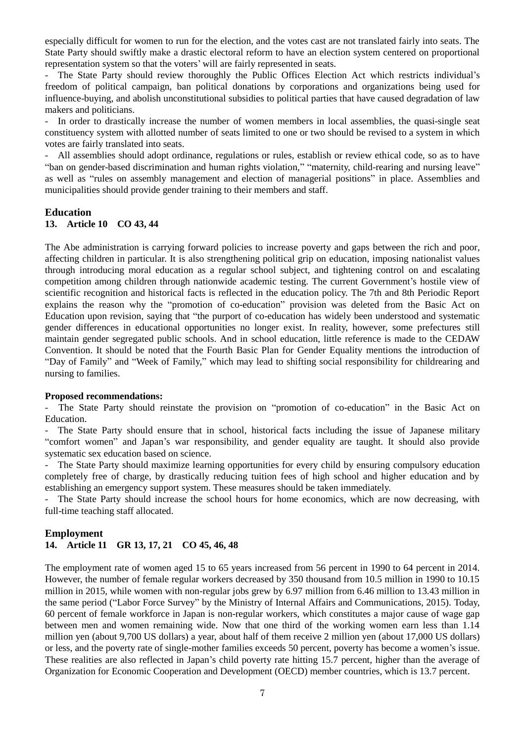especially difficult for women to run for the election, and the votes cast are not translated fairly into seats. The State Party should swiftly make a drastic electoral reform to have an election system centered on proportional representation system so that the voters' will are fairly represented in seats.

- The State Party should review thoroughly the Public Offices Election Act which restricts individual's freedom of political campaign, ban political donations by corporations and organizations being used for influence-buying, and abolish unconstitutional subsidies to political parties that have caused degradation of law makers and politicians.
- In order to drastically increase the number of women members in local assemblies, the quasi-single seat constituency system with allotted number of seats limited to one or two should be revised to a system in which votes are fairly translated into seats.
- All assemblies should adopt ordinance, regulations or rules, establish or review ethical code, so as to have "ban on gender-based discrimination and human rights violation," "maternity, child-rearing and nursing leave" as well as "rules on assembly management and election of managerial positions" in place. Assemblies and municipalities should provide gender training to their members and staff.

## Education

### 13. Article 10 CO 43, 44

The Abe administration is carrying forward policies to increase poverty and gaps between the rich and poor, affecting children in particular. It is also strengthening political grip on education, imposing nationalist values through introducing moral education as a regular school subject, and tightening control on and escalating competition among children through nationwide academic testing. The current Government's hostile view of scientific recognition and historical facts is reflected in the education policy. The 7th and 8th Periodic Report explains the reason why the "promotion of co-education" provision was deleted from the Basic Act on Education upon revision, saying that "the purport of co-education has widely been understood and systematic gender differences in educational opportunities no longer exist. In reality, however, some prefectures still maintain gender segregated public schools. And in school education, little reference is made to the CEDAW Convention. It should be noted that the Fourth Basic Plan for Gender Equality mentions the introduction of "Day of Family" and "Week of Family," which may lead to shifting social responsibility for childrearing and nursing to families.

**Proposed recommendations:**

- The State Party should reinstate the provision on "promotion of co-education" in the Basic Act on Education.
- The State Party should ensure that in school, historical facts including the issue of Japanese military "comfort women" and Japan's war responsibility, and gender equality are taught. It should also provide systematic sex education based on science.
- The State Party should maximize learning opportunities for every child by ensuring compulsory education completely free of charge, by drastically reducing tuition fees of high school and higher education and by establishing an emergency support system. These measures should be taken immediately.
- The State Party should increase the school hours for home economics, which are now decreasing, with full-time teaching staff allocated.

## Employment

### 14. Article 11 GR 13, 17, 21 CO 45, 46, 48

The employment rate of women aged 15 to 65 years increased from 56 percent in 1990 to 64 percent in 2014. However, the number of female regular workers decreased by 350 thousand from 10.5 million in 1990 to 10.15 million in 2015, while women with non-regular jobs grew by 6.97 million from 6.46 million to 13.43 million in the same period ("Labor Force Survey" by the Ministry of Internal Affairs and Communications, 2015). Today, 60 percent of female workforce in Japan is non-regular workers, which constitutes a major cause of wage gap between men and women remaining wide. Now that one third of the working women earn less than 1.14 million yen (about 9,700 US dollars) a year, about half of them receive 2 million yen (about 17,000 US dollars) or less, and the poverty rate of single-mother families exceeds 50 percent, poverty has become a women's issue. These realities are also reflected in Japan's child poverty rate hitting 15.7 percent, higher than the average of Organization for Economic Cooperation and Development (OECD) member countries, which is 13.7 percent.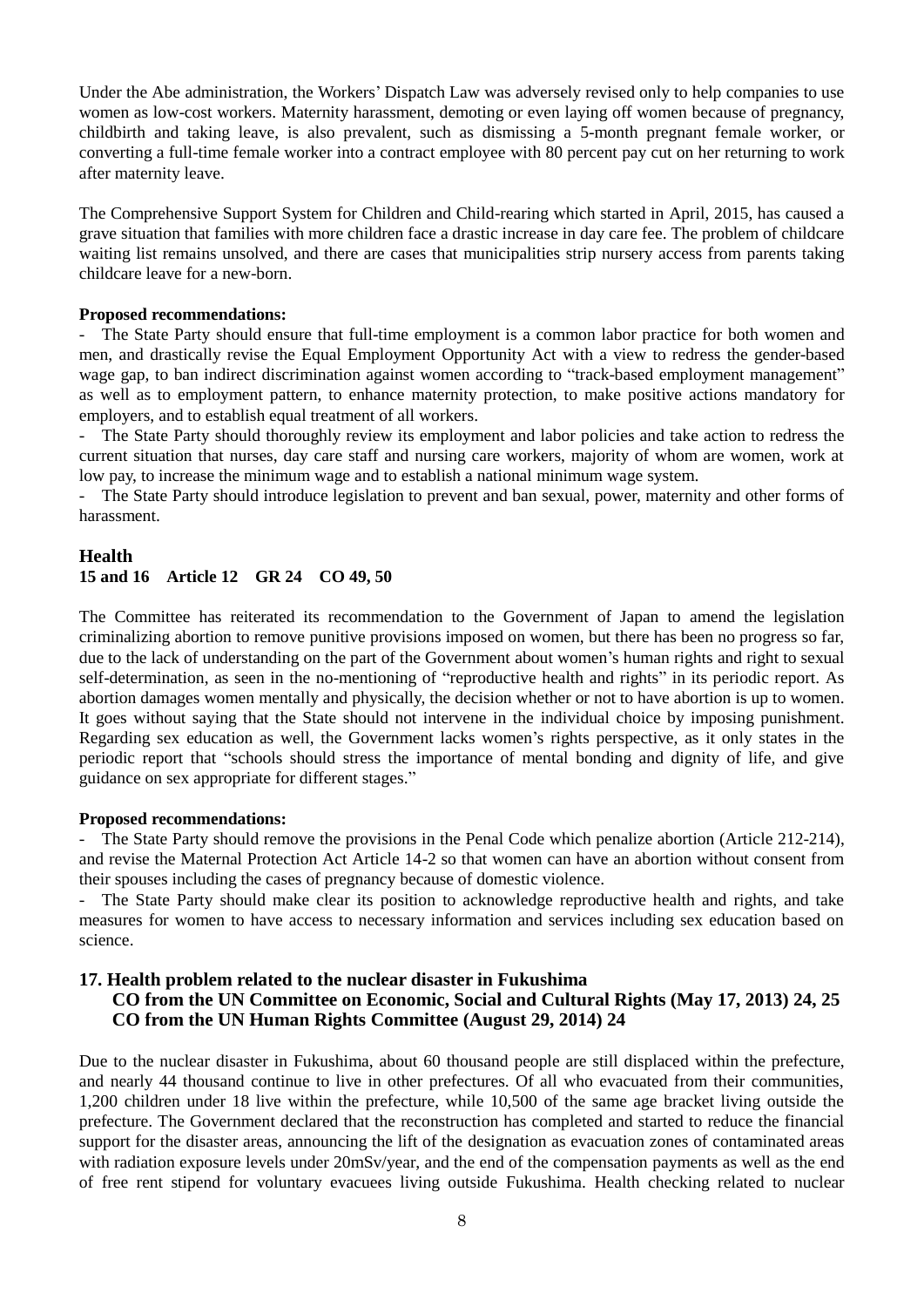Under the Abe administration, the Workers' Dispatch Law was adversely revised only to help companies to use women as low-cost workers. Maternity harassment, demoting or even laying off women because of pregnancy, childbirth and taking leave, is also prevalent, such as dismissing a 5-month pregnant female worker, or converting a full-time female worker into a contract employee with 80 percent pay cut on her returning to work after maternity leave.

The Comprehensive Support System for Children and Child-rearing which started in April, 2015, has caused a grave situation that families with more children face a drastic increase in day care fee. The problem of childcare waiting list remains unsolved, and there are cases that municipalities strip nursery access from parents taking childcare leave for a new-born.

**Proposed recommendations:**

- The State Party should ensure that full-time employment is a common labor practice for both women and men, and drastically revise the Equal Employment Opportunity Act with a view to redress the gender-based wage gap, to ban indirect discrimination against women according to "track-based employment management" as well as to employment pattern, to enhance maternity protection, to make positive actions mandatory for employers, and to establish equal treatment of all workers.
- The State Party should thoroughly review its employment and labor policies and take action to redress the current situation that nurses, day care staff and nursing care workers, majority of whom are women, work at low pay, to increase the minimum wage and to establish a national minimum wage system.
- The State Party should introduce legislation to prevent and ban sexual, power, maternity and other forms of harassment.

## Health

**15 and 16 Article 12 GR 24 CO 49, 50**

The Committee has reiterated its recommendation to the Government of Japan to amend the legislation criminalizing abortion to remove punitive provisions imposed on women, but there has been no progress so far, due to the lack of understanding on the part of the Government about women's human rights and right to sexual self-determination, as seen in the no-mentioning of "reproductive health and rights" in its periodic report. As abortion damages women mentally and physically, the decision whether or not to have abortion is up to women. It goes without saying that the State should not intervene in the individual choice by imposing punishment. Regarding sex education as well, the Government lacks women's rights perspective, as it only states in the periodic report that "schools should stress the importance of mental bonding and dignity of life, and give guidance on sex appropriate for different stages."

**Proposed recommendations:**

- The State Party should remove the provisions in the Penal Code which penalize abortion (Article 212-214), and revise the Maternal Protection Act Article 14-2 so that women can have an abortion without consent from their spouses including the cases of pregnancy because of domestic violence.
- The State Party should make clear its position to acknowledge reproductive health and rights, and take measures for women to have access to necessary information and services including sex education based on science.

### 17. Health problem related to the nuclear disaster in Fukushima

**CO from the UN Committee on Economic, Social and Cultural Rights (May 17, 2013) 24, 25**
**CO from the UN Human Rights Committee (August 29, 2014) 24**

Due to the nuclear disaster in Fukushima, about 60 thousand people are still displaced within the prefecture, and nearly 44 thousand continue to live in other prefectures. Of all who evacuated from their communities, 1,200 children under 18 live within the prefecture, while 10,500 of the same age bracket living outside the prefecture. The Government declared that the reconstruction has completed and started to reduce the financial support for the disaster areas, announcing the lift of the designation as evacuation zones of contaminated areas with radiation exposure levels under 20mSv/year, and the end of the compensation payments as well as the end of free rent stipend for voluntary evacuees living outside Fukushima. Health checking related to nuclear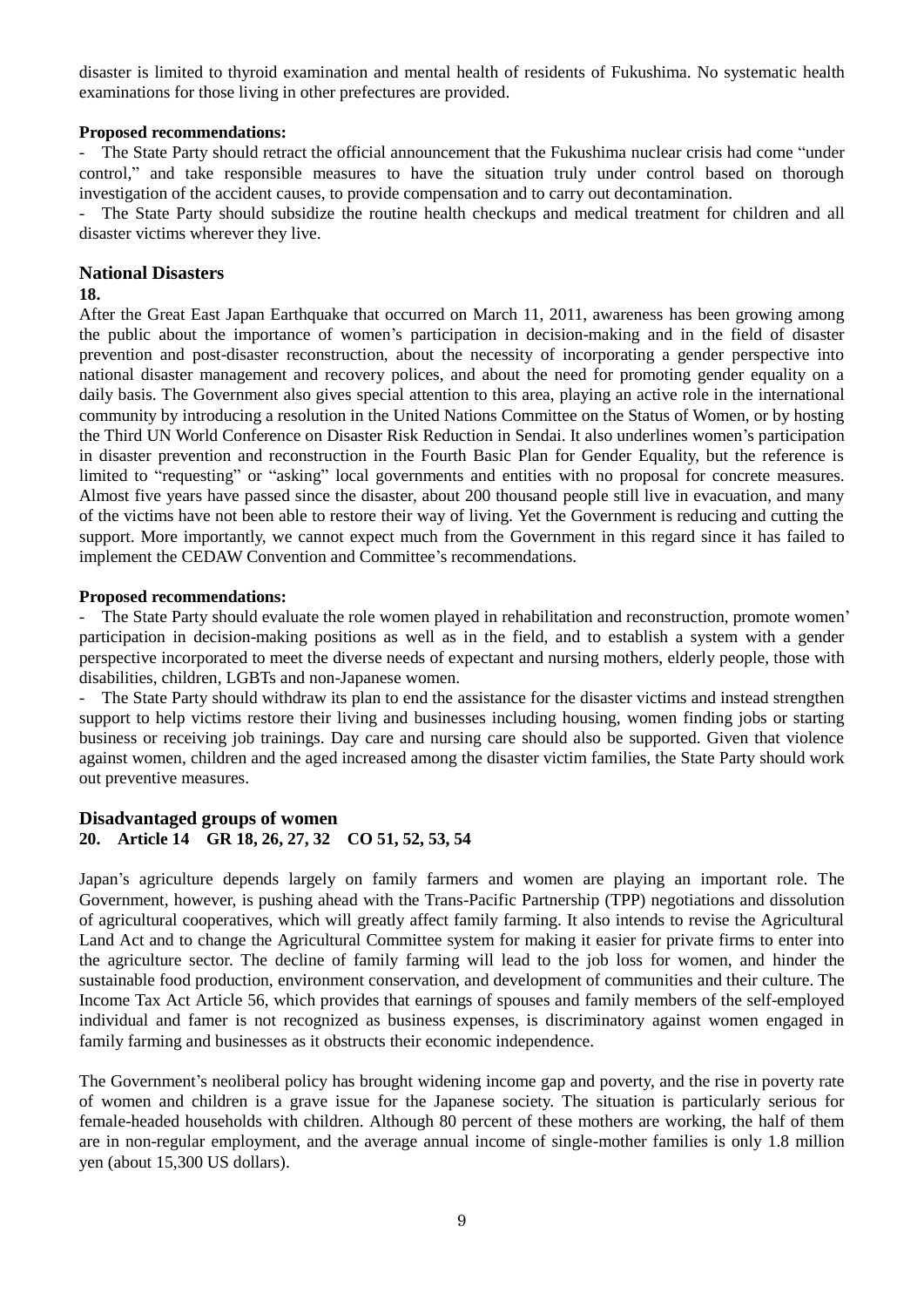disaster is limited to thyroid examination and mental health of residents of Fukushima. No systematic health examinations for those living in other prefectures are provided.

**Proposed recommendations:**

- The State Party should retract the official announcement that the Fukushima nuclear crisis had come "under control," and take responsible measures to have the situation truly under control based on thorough investigation of the accident causes, to provide compensation and to carry out decontamination.
- The State Party should subsidize the routine health checkups and medical treatment for children and all disaster victims wherever they live.

## National Disasters

**18.**

After the Great East Japan Earthquake that occurred on March 11, 2011, awareness has been growing among the public about the importance of women's participation in decision-making and in the field of disaster prevention and post-disaster reconstruction, about the necessity of incorporating a gender perspective into national disaster management and recovery polices, and about the need for promoting gender equality on a daily basis. The Government also gives special attention to this area, playing an active role in the international community by introducing a resolution in the United Nations Committee on the Status of Women, or by hosting the Third UN World Conference on Disaster Risk Reduction in Sendai. It also underlines women's participation in disaster prevention and reconstruction in the Fourth Basic Plan for Gender Equality, but the reference is limited to "requesting" or "asking" local governments and entities with no proposal for concrete measures. Almost five years have passed since the disaster, about 200 thousand people still live in evacuation, and many of the victims have not been able to restore their way of living. Yet the Government is reducing and cutting the support. More importantly, we cannot expect much from the Government in this regard since it has failed to implement the CEDAW Convention and Committee's recommendations.

**Proposed recommendations:**

- The State Party should evaluate the role women played in rehabilitation and reconstruction, promote women' participation in decision-making positions as well as in the field, and to establish a system with a gender perspective incorporated to meet the diverse needs of expectant and nursing mothers, elderly people, those with disabilities, children, LGBTs and non-Japanese women.
- The State Party should withdraw its plan to end the assistance for the disaster victims and instead strengthen support to help victims restore their living and businesses including housing, women finding jobs or starting business or receiving job trainings. Day care and nursing care should also be supported. Given that violence against women, children and the aged increased among the disaster victim families, the State Party should work out preventive measures.

## Disadvantaged groups of women

**20. Article 14 GR 18, 26, 27, 32 CO 51, 52, 53, 54**

Japan's agriculture depends largely on family farmers and women are playing an important role. The Government, however, is pushing ahead with the Trans-Pacific Partnership (TPP) negotiations and dissolution of agricultural cooperatives, which will greatly affect family farming. It also intends to revise the Agricultural Land Act and to change the Agricultural Committee system for making it easier for private firms to enter into the agriculture sector. The decline of family farming will lead to the job loss for women, and hinder the sustainable food production, environment conservation, and development of communities and their culture. The Income Tax Act Article 56, which provides that earnings of spouses and family members of the self-employed individual and famer is not recognized as business expenses, is discriminatory against women engaged in family farming and businesses as it obstructs their economic independence.

The Government's neoliberal policy has brought widening income gap and poverty, and the rise in poverty rate of women and children is a grave issue for the Japanese society. The situation is particularly serious for female-headed households with children. Although 80 percent of these mothers are working, the half of them are in non-regular employment, and the average annual income of single-mother families is only 1.8 million yen (about 15,300 US dollars).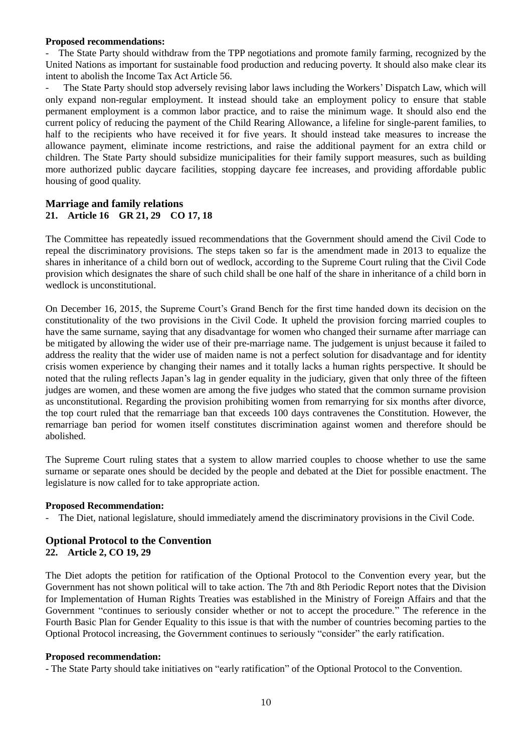**Proposed recommendations:**

- The State Party should withdraw from the TPP negotiations and promote family farming, recognized by the United Nations as important for sustainable food production and reducing poverty. It should also make clear its intent to abolish the Income Tax Act Article 56.
- The State Party should stop adversely revising labor laws including the Workers' Dispatch Law, which will only expand non-regular employment. It instead should take an employment policy to ensure that stable permanent employment is a common labor practice, and to raise the minimum wage. It should also end the current policy of reducing the payment of the Child Rearing Allowance, a lifeline for single-parent families, to half to the recipients who have received it for five years. It should instead take measures to increase the allowance payment, eliminate income restrictions, and raise the additional payment for an extra child or children. The State Party should subsidize municipalities for their family support measures, such as building more authorized public daycare facilities, stopping daycare fee increases, and providing affordable public housing of good quality.

## Marriage and family relations

### 21. Article 16 GR 21, 29 CO 17, 18

The Committee has repeatedly issued recommendations that the Government should amend the Civil Code to repeal the discriminatory provisions. The steps taken so far is the amendment made in 2013 to equalize the shares in inheritance of a child born out of wedlock, according to the Supreme Court ruling that the Civil Code provision which designates the share of such child shall be one half of the share in inheritance of a child born in wedlock is unconstitutional.

On December 16, 2015, the Supreme Court's Grand Bench for the first time handed down its decision on the constitutionality of the two provisions in the Civil Code. It upheld the provision forcing married couples to have the same surname, saying that any disadvantage for women who changed their surname after marriage can be mitigated by allowing the wider use of their pre-marriage name. The judgement is unjust because it failed to address the reality that the wider use of maiden name is not a perfect solution for disadvantage and for identity crisis women experience by changing their names and it totally lacks a human rights perspective. It should be noted that the ruling reflects Japan's lag in gender equality in the judiciary, given that only three of the fifteen judges are women, and these women are among the five judges who stated that the common surname provision as unconstitutional. Regarding the provision prohibiting women from remarrying for six months after divorce, the top court ruled that the remarriage ban that exceeds 100 days contravenes the Constitution. However, the remarriage ban period for women itself constitutes discrimination against women and therefore should be abolished.

The Supreme Court ruling states that a system to allow married couples to choose whether to use the same surname or separate ones should be decided by the people and debated at the Diet for possible enactment. The legislature is now called for to take appropriate action.

**Proposed Recommendation:**

- The Diet, national legislature, should immediately amend the discriminatory provisions in the Civil Code.

## Optional Protocol to the Convention

### 22. Article 2, CO 19, 29

The Diet adopts the petition for ratification of the Optional Protocol to the Convention every year, but the Government has not shown political will to take action. The 7th and 8th Periodic Report notes that the Division for Implementation of Human Rights Treaties was established in the Ministry of Foreign Affairs and that the Government "continues to seriously consider whether or not to accept the procedure." The reference in the Fourth Basic Plan for Gender Equality to this issue is that with the number of countries becoming parties to the Optional Protocol increasing, the Government continues to seriously "consider" the early ratification.

**Proposed recommendation:**

- The State Party should take initiatives on "early ratification" of the Optional Protocol to the Convention.